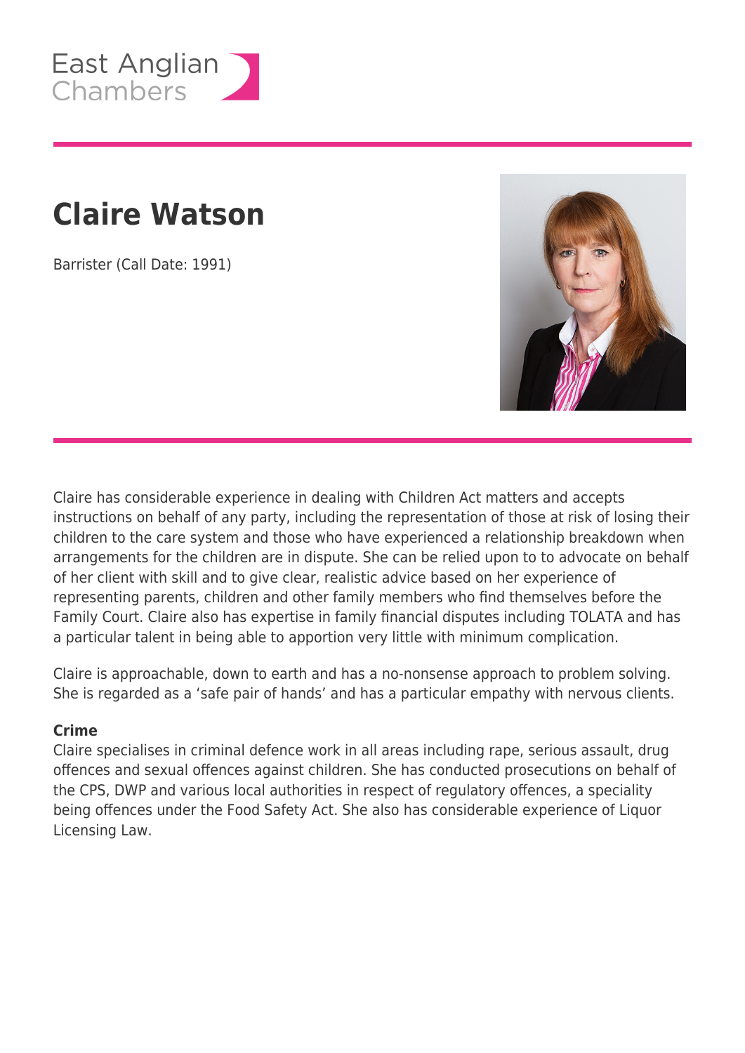East Anglian Chambers

# Claire Watson

Barrister (Call Date: 1991)

Claire has considerable experience in dealing with Children Act matters and accepts instructions on behalf of any party, including the representation of those at risk of losing their children to the care system and those who have experienced a relationship breakdown when arrangements for the children are in dispute. She can be relied upon to to advocate on behalf of her client with skill and to give clear, realistic advice based on her experience of representing parents, children and other family members who find themselves before the Family Court. Claire also has expertise in family financial disputes including TOLATA and has a particular talent in being able to apportion very little with minimum complication.

Claire is approachable, down to earth and has a no-nonsense approach to problem solving. She is regarded as a 'safe pair of hands' and has a particular empathy with nervous clients.

**Crime**
Claire specialises in criminal defence work in all areas including rape, serious assault, drug offences and sexual offences against children. She has conducted prosecutions on behalf of the CPS, DWP and various local authorities in respect of regulatory offences, a speciality being offences under the Food Safety Act. She also has considerable experience of Liquor Licensing Law.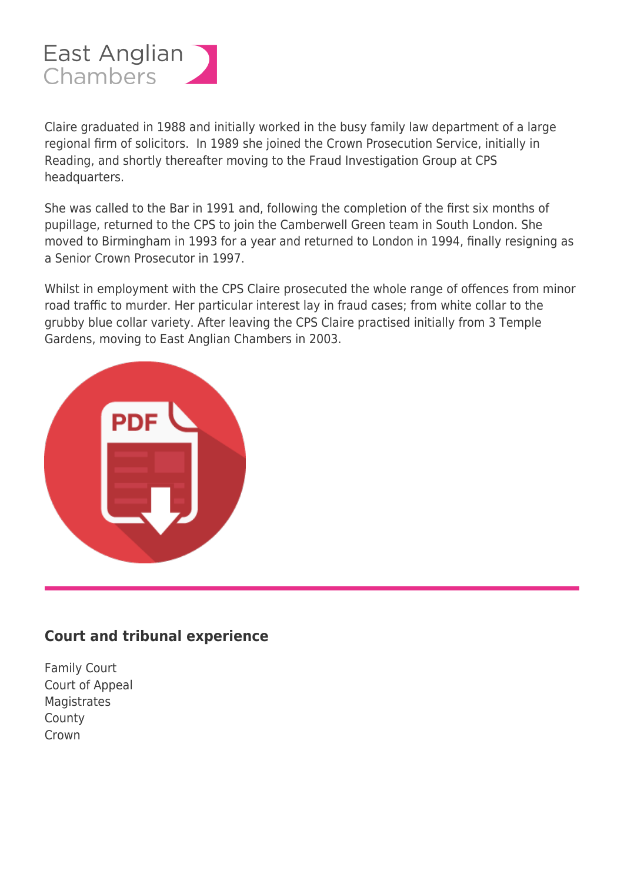Claire graduated in 1988 and initially worked in the busy family law department of a large regional firm of solicitors.  In 1989 she joined the Crown Prosecution Service, initially in Reading, and shortly thereafter moving to the Fraud Investigation Group at CPS headquarters.

She was called to the Bar in 1991 and, following the completion of the first six months of pupillage, returned to the CPS to join the Camberwell Green team in South London. She moved to Birmingham in 1993 for a year and returned to London in 1994, finally resigning as a Senior Crown Prosecutor in 1997.

Whilst in employment with the CPS Claire prosecuted the whole range of offences from minor road traffic to murder. Her particular interest lay in fraud cases; from white collar to the grubby blue collar variety. After leaving the CPS Claire practised initially from 3 Temple Gardens, moving to East Anglian Chambers in 2003.

---

## Court and tribunal experience

Family Court
Court of Appeal
Magistrates
County
Crown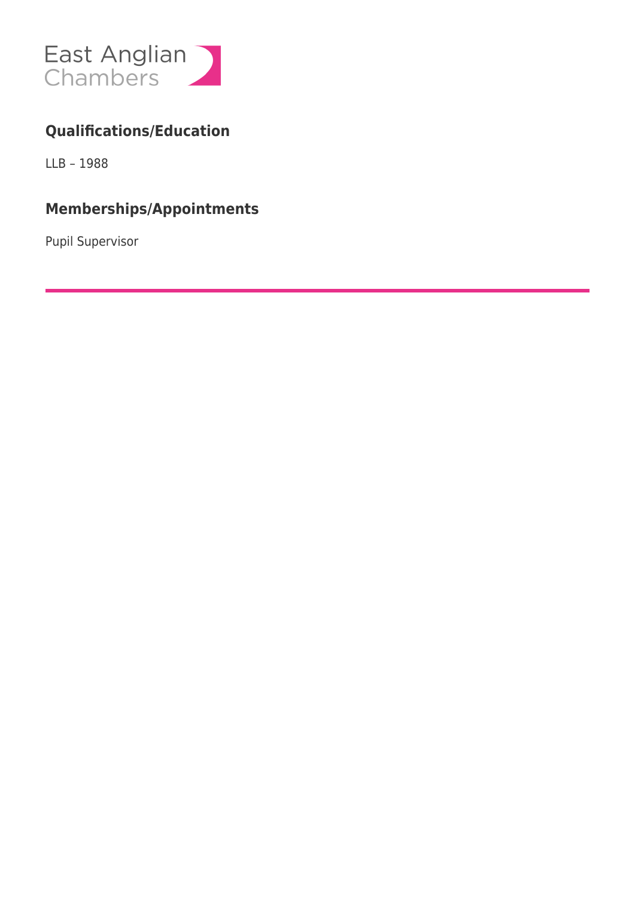## Qualifications/Education

LLB – 1988

## Memberships/Appointments

Pupil Supervisor